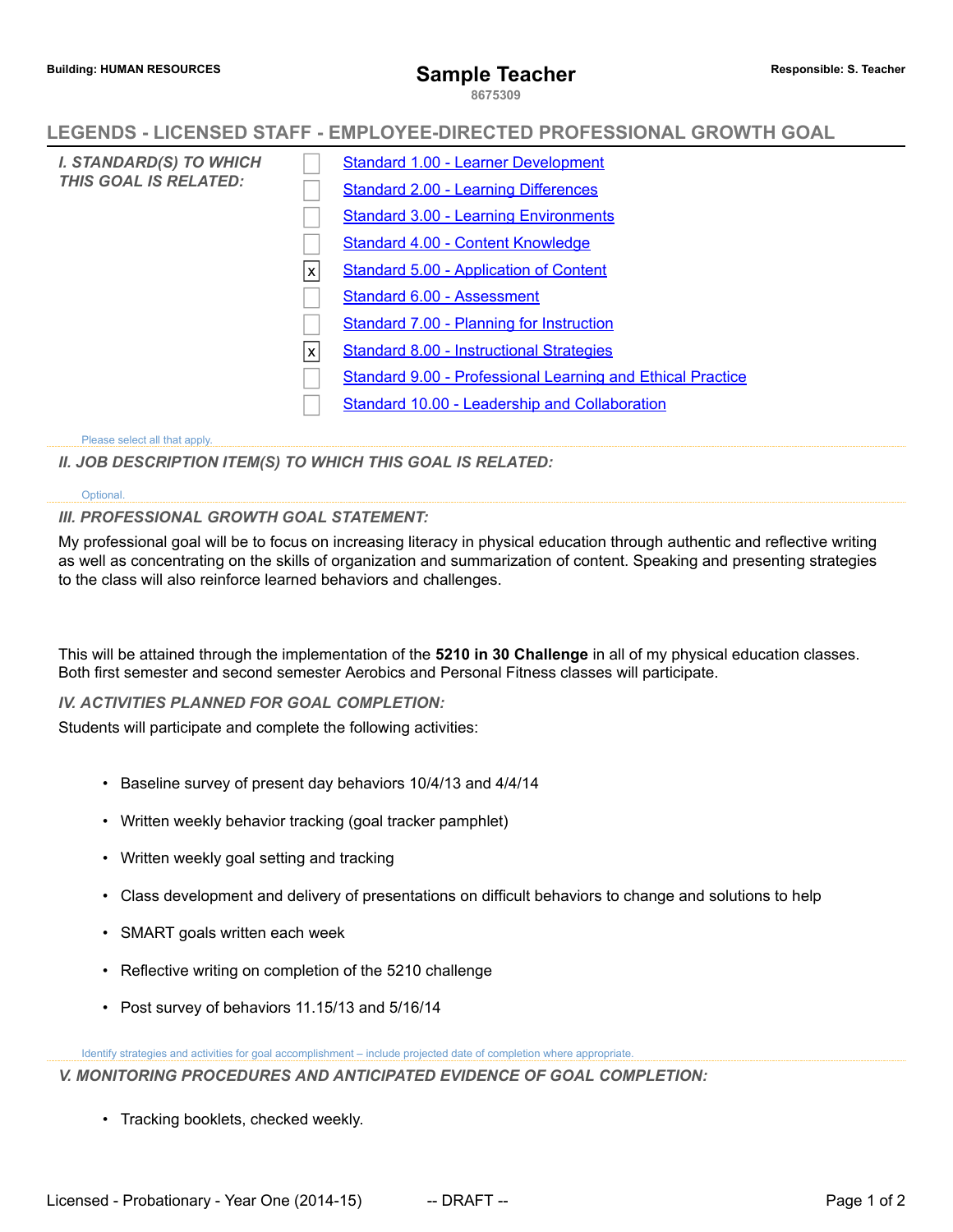**Building: HUMAN RESOURCES**

# Sample Teacher

8675309

**Responsible: S. Teacher**

## LEGENDS - LICENSED STAFF - EMPLOYEE-DIRECTED PROFESSIONAL GROWTH GOAL

### *I. STANDARD(S) TO WHICH THIS GOAL IS RELATED:*

- [ ] Standard 1.00 - Learner Development
- [ ] Standard 2.00 - Learning Differences
- [ ] Standard 3.00 - Learning Environments
- [ ] Standard 4.00 - Content Knowledge
- [x] Standard 5.00 - Application of Content
- [ ] Standard 6.00 - Assessment
- [ ] Standard 7.00 - Planning for Instruction
- [x] Standard 8.00 - Instructional Strategies
- [ ] Standard 9.00 - Professional Learning and Ethical Practice
- [ ] Standard 10.00 - Leadership and Collaboration

Please select all that apply.

### *II. JOB DESCRIPTION ITEM(S) TO WHICH THIS GOAL IS RELATED:*

Optional.

### *III. PROFESSIONAL GROWTH GOAL STATEMENT:*

My professional goal will be to focus on increasing literacy in physical education through authentic and reflective writing as well as concentrating on the skills of organization and summarization of content. Speaking and presenting strategies to the class will also reinforce learned behaviors and challenges.

This will be attained through the implementation of the **5210 in 30 Challenge** in all of my physical education classes. Both first semester and second semester Aerobics and Personal Fitness classes will participate.

### *IV. ACTIVITIES PLANNED FOR GOAL COMPLETION:*

Students will participate and complete the following activities:

- Baseline survey of present day behaviors 10/4/13 and 4/4/14
- Written weekly behavior tracking (goal tracker pamphlet)
- Written weekly goal setting and tracking
- Class development and delivery of presentations on difficult behaviors to change and solutions to help
- SMART goals written each week
- Reflective writing on completion of the 5210 challenge
- Post survey of behaviors 11.15/13 and 5/16/14

Identify strategies and activities for goal accomplishment – include projected date of completion where appropriate.

### *V. MONITORING PROCEDURES AND ANTICIPATED EVIDENCE OF GOAL COMPLETION:*

- Tracking booklets, checked weekly.

Licensed - Probationary - Year One (2014-15) -- DRAFT --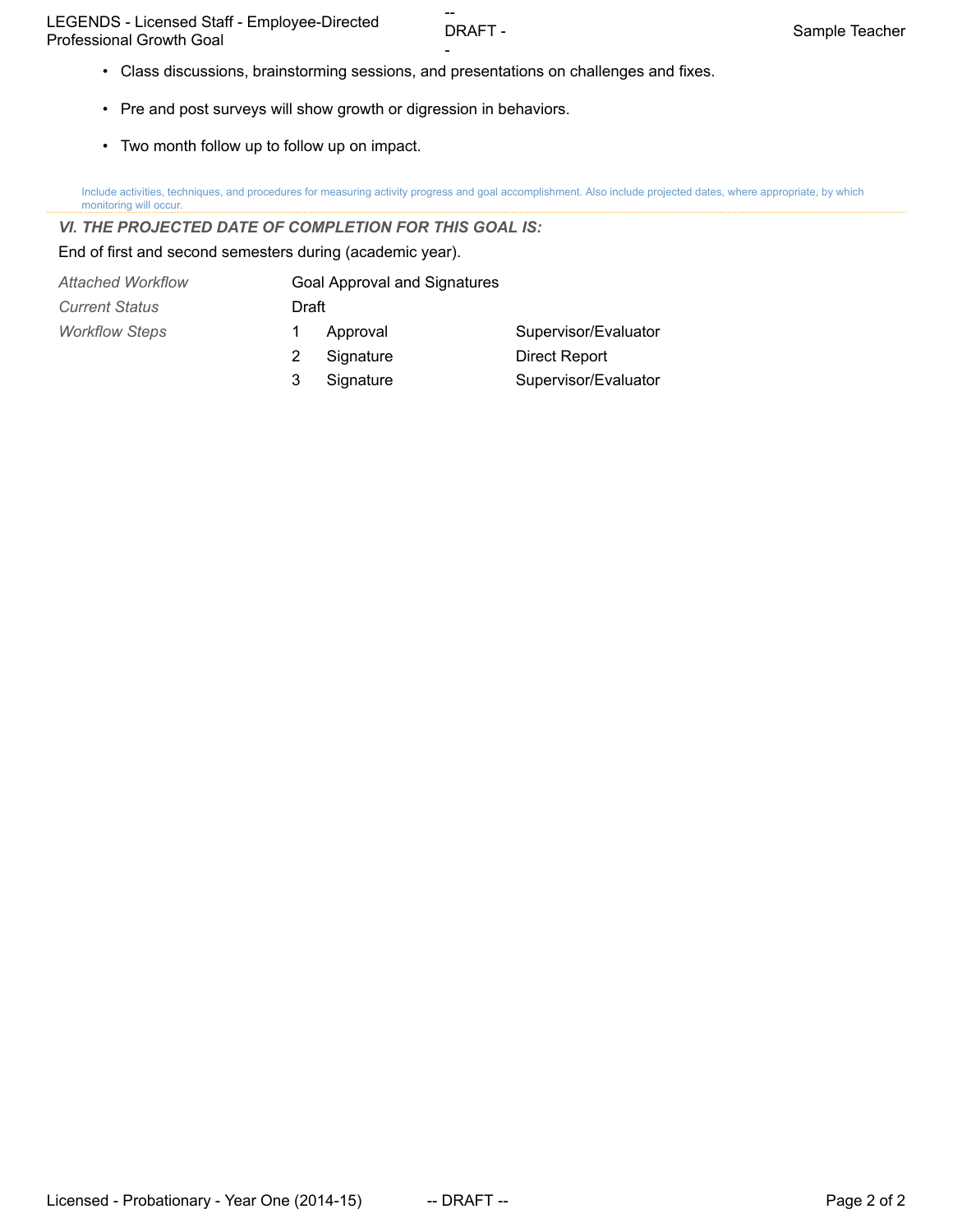- Class discussions, brainstorming sessions, and presentations on challenges and fixes.
- Pre and post surveys will show growth or digression in behaviors.
- Two month follow up to follow up on impact.

Include activities, techniques, and procedures for measuring activity progress and goal accomplishment. Also include projected dates, where appropriate, by which monitoring will occur.

### *VI. THE PROJECTED DATE OF COMPLETION FOR THIS GOAL IS:*

End of first and second semesters during (academic year).

| | | | |
|---|---|---|---|
| *Attached Workflow* | Goal Approval and Signatures | | |
| *Current Status* | Draft | | |
| *Workflow Steps* | 1 | Approval | Supervisor/Evaluator |
| | 2 | Signature | Direct Report |
| | 3 | Signature | Supervisor/Evaluator |